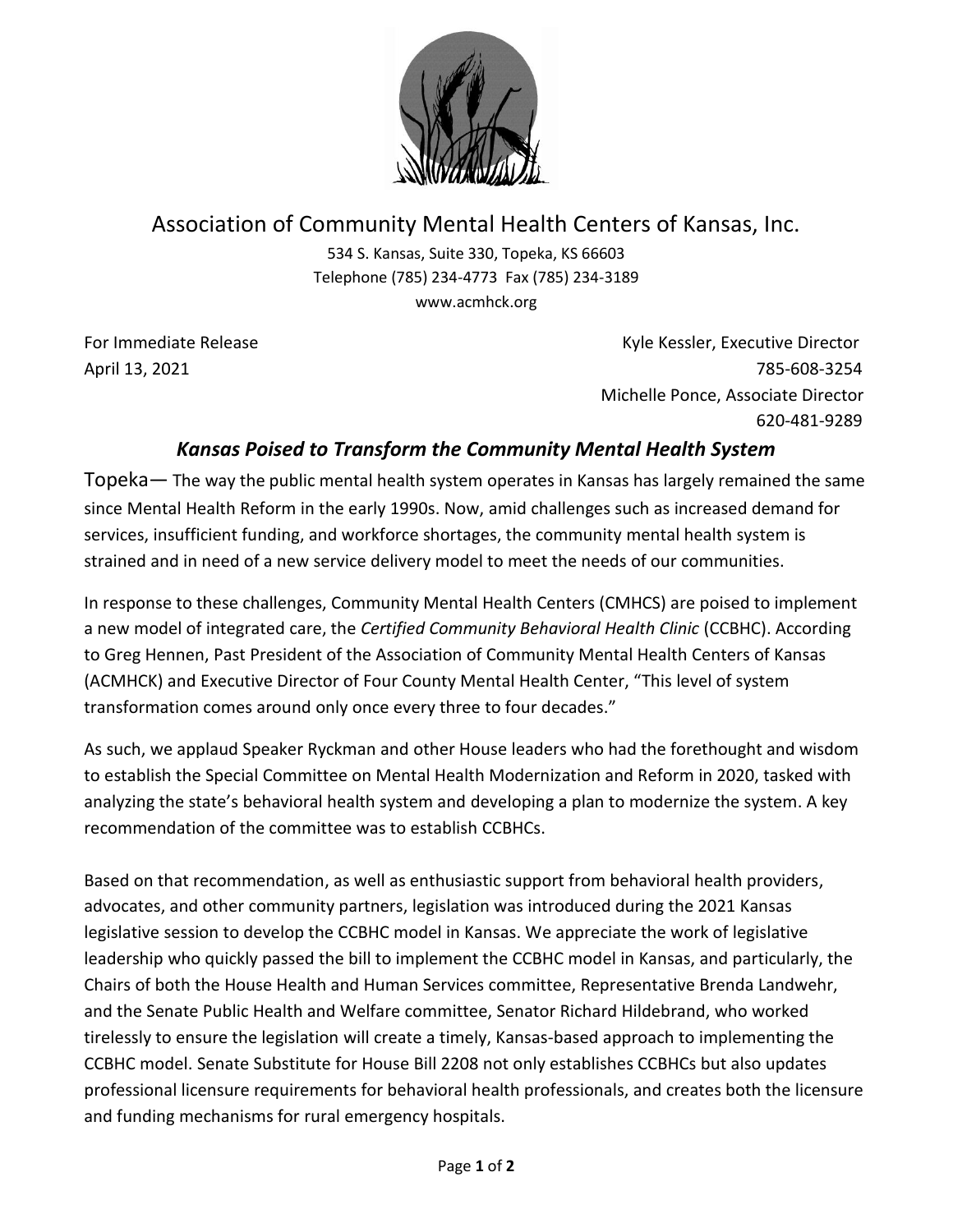# Association of Community Mental Health Centers of Kansas, Inc.

534 S. Kansas, Suite 330, Topeka, KS 66603
Telephone (785) 234-4773 Fax (785) 234-3189
www.acmhck.org

For Immediate Release
April 13, 2021

Kyle Kessler, Executive Director
785-608-3254
Michelle Ponce, Associate Director
620-481-9289

## *Kansas Poised to Transform the Community Mental Health System*

Topeka— The way the public mental health system operates in Kansas has largely remained the same since Mental Health Reform in the early 1990s. Now, amid challenges such as increased demand for services, insufficient funding, and workforce shortages, the community mental health system is strained and in need of a new service delivery model to meet the needs of our communities.

In response to these challenges, Community Mental Health Centers (CMHCS) are poised to implement a new model of integrated care, the *Certified Community Behavioral Health Clinic* (CCBHC). According to Greg Hennen, Past President of the Association of Community Mental Health Centers of Kansas (ACMHCK) and Executive Director of Four County Mental Health Center, "This level of system transformation comes around only once every three to four decades."

As such, we applaud Speaker Ryckman and other House leaders who had the forethought and wisdom to establish the Special Committee on Mental Health Modernization and Reform in 2020, tasked with analyzing the state's behavioral health system and developing a plan to modernize the system. A key recommendation of the committee was to establish CCBHCs.

Based on that recommendation, as well as enthusiastic support from behavioral health providers, advocates, and other community partners, legislation was introduced during the 2021 Kansas legislative session to develop the CCBHC model in Kansas. We appreciate the work of legislative leadership who quickly passed the bill to implement the CCBHC model in Kansas, and particularly, the Chairs of both the House Health and Human Services committee, Representative Brenda Landwehr, and the Senate Public Health and Welfare committee, Senator Richard Hildebrand, who worked tirelessly to ensure the legislation will create a timely, Kansas-based approach to implementing the CCBHC model. Senate Substitute for House Bill 2208 not only establishes CCBHCs but also updates professional licensure requirements for behavioral health professionals, and creates both the licensure and funding mechanisms for rural emergency hospitals.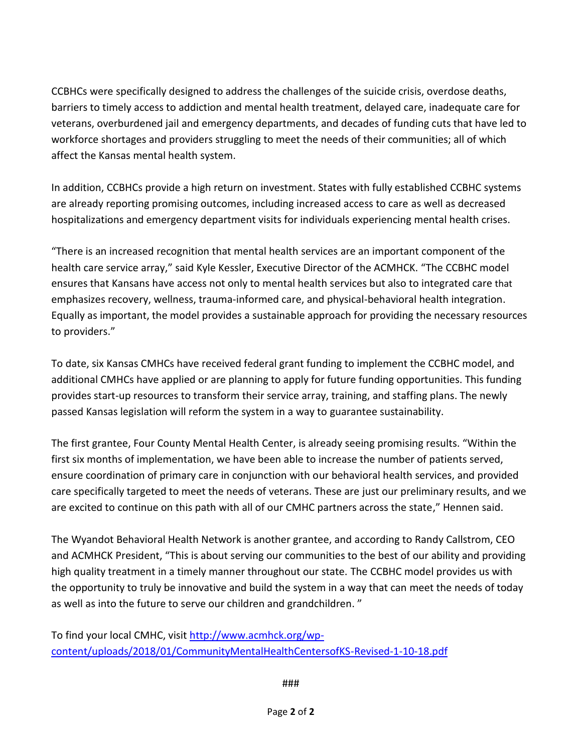CCBHCs were specifically designed to address the challenges of the suicide crisis, overdose deaths, barriers to timely access to addiction and mental health treatment, delayed care, inadequate care for veterans, overburdened jail and emergency departments, and decades of funding cuts that have led to workforce shortages and providers struggling to meet the needs of their communities; all of which affect the Kansas mental health system.

In addition, CCBHCs provide a high return on investment. States with fully established CCBHC systems are already reporting promising outcomes, including increased access to care as well as decreased hospitalizations and emergency department visits for individuals experiencing mental health crises.

"There is an increased recognition that mental health services are an important component of the health care service array," said Kyle Kessler, Executive Director of the ACMHCK. "The CCBHC model ensures that Kansans have access not only to mental health services but also to integrated care that emphasizes recovery, wellness, trauma-informed care, and physical-behavioral health integration. Equally as important, the model provides a sustainable approach for providing the necessary resources to providers."

To date, six Kansas CMHCs have received federal grant funding to implement the CCBHC model, and additional CMHCs have applied or are planning to apply for future funding opportunities. This funding provides start-up resources to transform their service array, training, and staffing plans. The newly passed Kansas legislation will reform the system in a way to guarantee sustainability.

The first grantee, Four County Mental Health Center, is already seeing promising results. "Within the first six months of implementation, we have been able to increase the number of patients served, ensure coordination of primary care in conjunction with our behavioral health services, and provided care specifically targeted to meet the needs of veterans. These are just our preliminary results, and we are excited to continue on this path with all of our CMHC partners across the state," Hennen said.

The Wyandot Behavioral Health Network is another grantee, and according to Randy Callstrom, CEO and ACMHCK President, "This is about serving our communities to the best of our ability and providing high quality treatment in a timely manner throughout our state. The CCBHC model provides us with the opportunity to truly be innovative and build the system in a way that can meet the needs of today as well as into the future to serve our children and grandchildren. "

To find your local CMHC, visit [http://www.acmhck.org/wp-content/uploads/2018/01/CommunityMentalHealthCentersofKS-Revised-1-10-18.pdf](http://www.acmhck.org/wp-content/uploads/2018/01/CommunityMentalHealthCentersofKS-Revised-1-10-18.pdf)

###